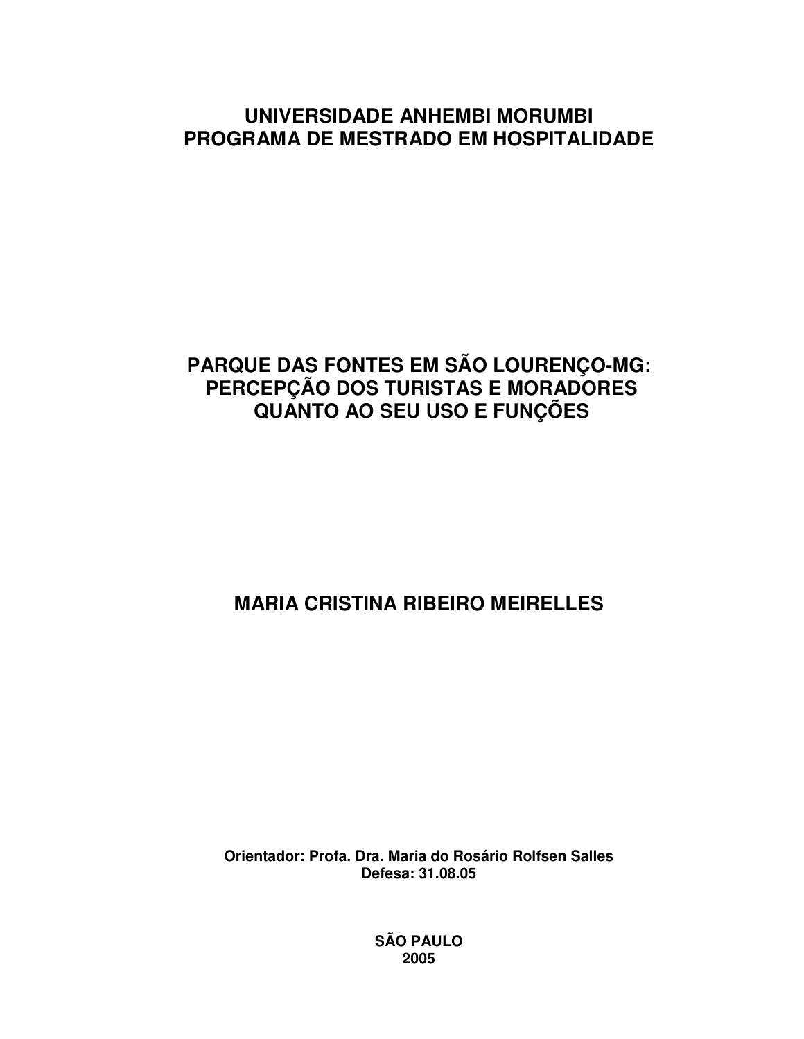**UNIVERSIDADE ANHEMBI MORUMBI**
**PROGRAMA DE MESTRADO EM HOSPITALIDADE**

# PARQUE DAS FONTES EM SÃO LOURENÇO-MG: PERCEPÇÃO DOS TURISTAS E MORADORES QUANTO AO SEU USO E FUNÇÕES

**MARIA CRISTINA RIBEIRO MEIRELLES**

**Orientador: Profa. Dra. Maria do Rosário Rolfsen Salles**
**Defesa: 31.08.05**

**SÃO PAULO**
**2005**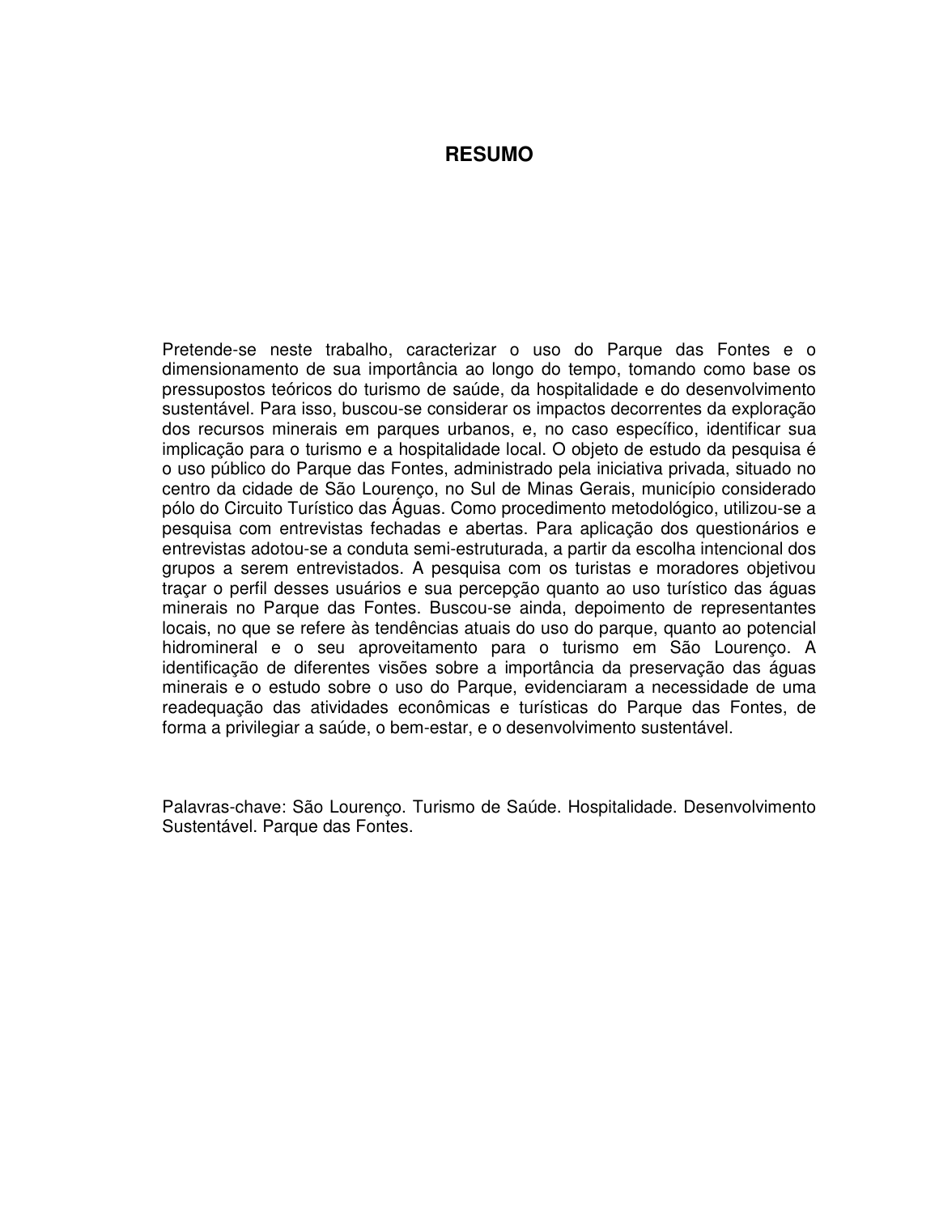# RESUMO

Pretende-se neste trabalho, caracterizar o uso do Parque das Fontes e o dimensionamento de sua importância ao longo do tempo, tomando como base os pressupostos teóricos do turismo de saúde, da hospitalidade e do desenvolvimento sustentável. Para isso, buscou-se considerar os impactos decorrentes da exploração dos recursos minerais em parques urbanos, e, no caso específico, identificar sua implicação para o turismo e a hospitalidade local. O objeto de estudo da pesquisa é o uso público do Parque das Fontes, administrado pela iniciativa privada, situado no centro da cidade de São Lourenço, no Sul de Minas Gerais, município considerado pólo do Circuito Turístico das Águas. Como procedimento metodológico, utilizou-se a pesquisa com entrevistas fechadas e abertas. Para aplicação dos questionários e entrevistas adotou-se a conduta semi-estruturada, a partir da escolha intencional dos grupos a serem entrevistados. A pesquisa com os turistas e moradores objetivou traçar o perfil desses usuários e sua percepção quanto ao uso turístico das águas minerais no Parque das Fontes. Buscou-se ainda, depoimento de representantes locais, no que se refere às tendências atuais do uso do parque, quanto ao potencial hidromineral e o seu aproveitamento para o turismo em São Lourenço. A identificação de diferentes visões sobre a importância da preservação das águas minerais e o estudo sobre o uso do Parque, evidenciaram a necessidade de uma readequação das atividades econômicas e turísticas do Parque das Fontes, de forma a privilegiar a saúde, o bem-estar, e o desenvolvimento sustentável.

Palavras-chave: São Lourenço. Turismo de Saúde. Hospitalidade. Desenvolvimento Sustentável. Parque das Fontes.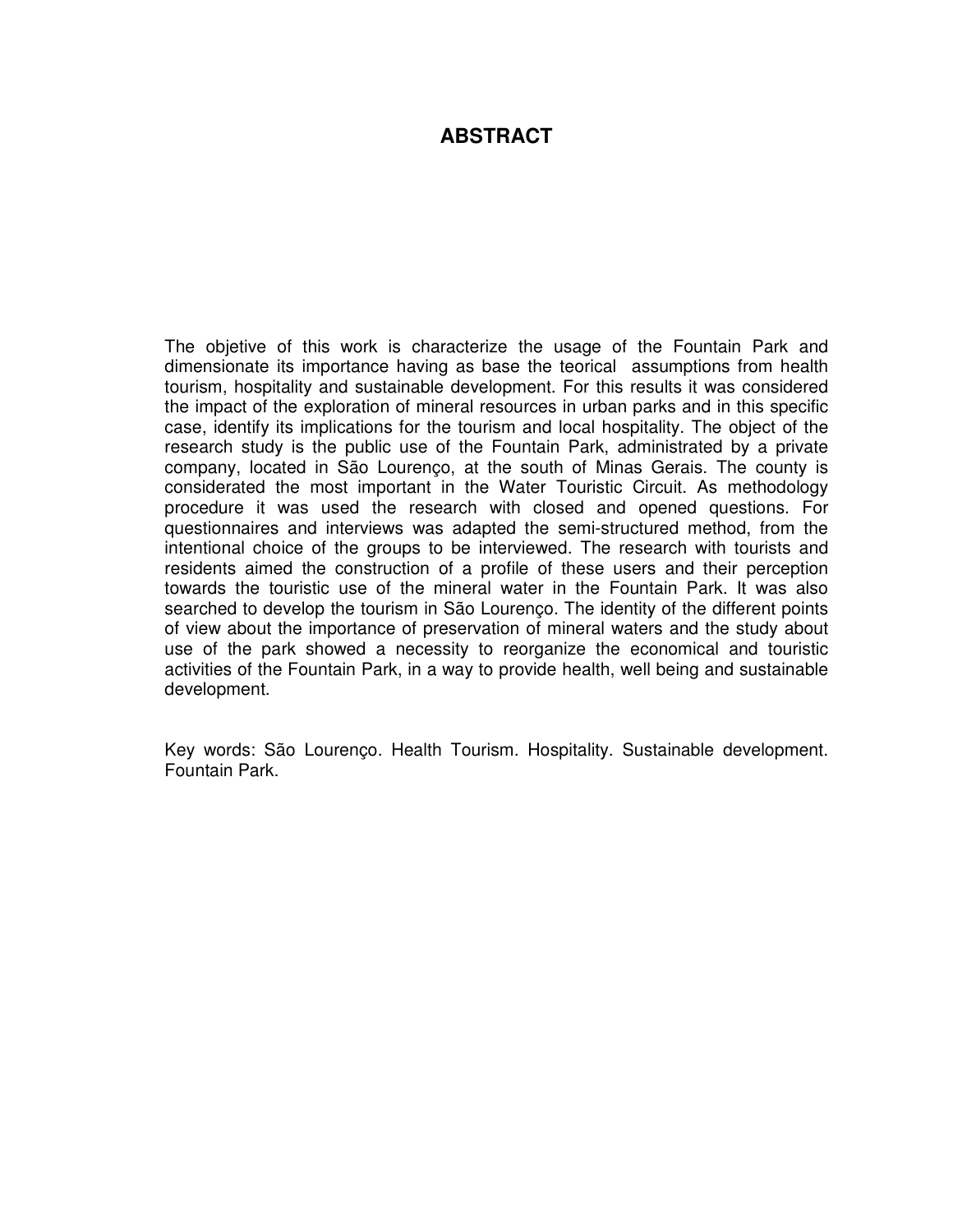# ABSTRACT

The objetive of this work is characterize the usage of the Fountain Park and dimensionate its importance having as base the teorical assumptions from health tourism, hospitality and sustainable development. For this results it was considered the impact of the exploration of mineral resources in urban parks and in this specific case, identify its implications for the tourism and local hospitality. The object of the research study is the public use of the Fountain Park, administrated by a private company, located in São Lourenço, at the south of Minas Gerais. The county is considerated the most important in the Water Touristic Circuit. As methodology procedure it was used the research with closed and opened questions. For questionnaires and interviews was adapted the semi-structured method, from the intentional choice of the groups to be interviewed. The research with tourists and residents aimed the construction of a profile of these users and their perception towards the touristic use of the mineral water in the Fountain Park. It was also searched to develop the tourism in São Lourenço. The identity of the different points of view about the importance of preservation of mineral waters and the study about use of the park showed a necessity to reorganize the economical and touristic activities of the Fountain Park, in a way to provide health, well being and sustainable development.

Key words: São Lourenço. Health Tourism. Hospitality. Sustainable development. Fountain Park.